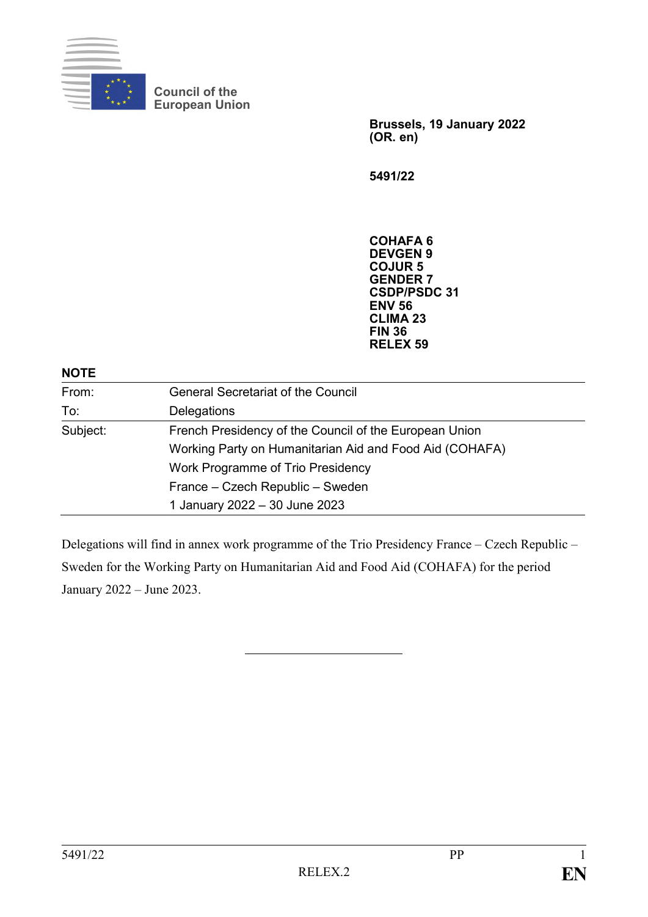Council of the European Union

**Brussels, 19 January 2022**
**(OR. en)**

**5491/22**

**COHAFA 6**
**DEVGEN 9**
**COJUR 5**
**GENDER 7**
**CSDP/PSDC 31**
**ENV 56**
**CLIMA 23**
**FIN 36**
**RELEX 59**

**NOTE**

| | |
|---|---|
| From: | General Secretariat of the Council |
| To: | Delegations |
| Subject: | French Presidency of the Council of the European Union<br>Working Party on Humanitarian Aid and Food Aid (COHAFA)<br>Work Programme of Trio Presidency<br>France – Czech Republic – Sweden<br>1 January 2022 – 30 June 2023 |

Delegations will find in annex work programme of the Trio Presidency France – Czech Republic – Sweden for the Working Party on Humanitarian Aid and Food Aid (COHAFA) for the period January 2022 – June 2023.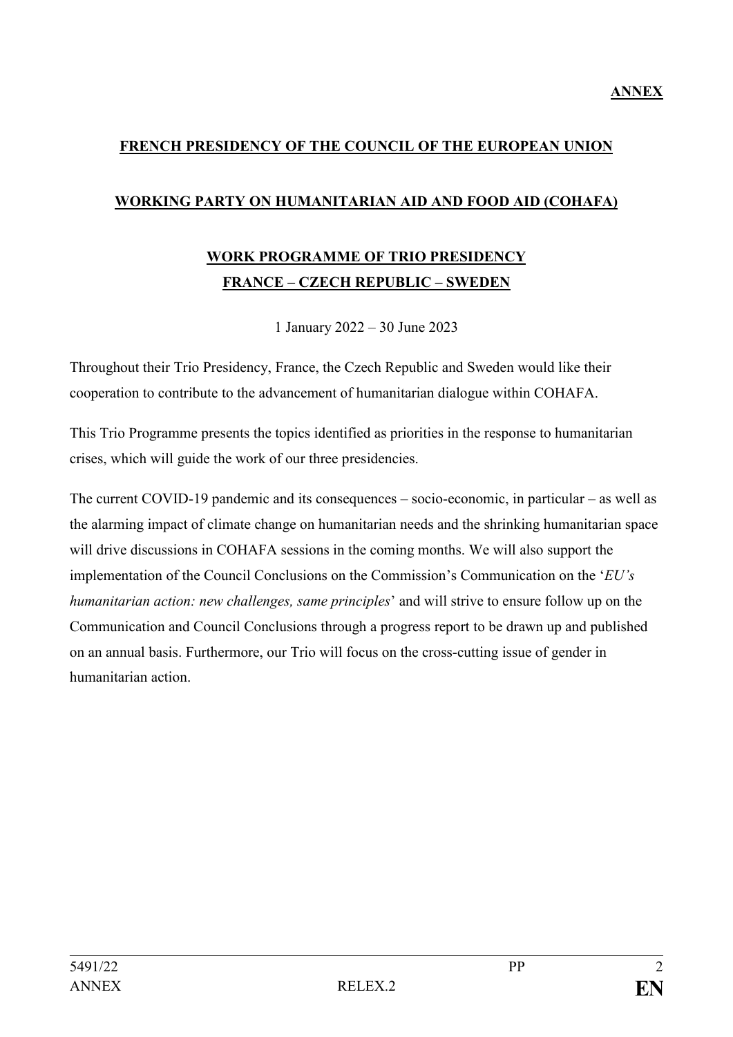**ANNEX**

## FRENCH PRESIDENCY OF THE COUNCIL OF THE EUROPEAN UNION

## WORKING PARTY ON HUMANITARIAN AID AND FOOD AID (COHAFA)

# WORK PROGRAMME OF TRIO PRESIDENCY
# FRANCE – CZECH REPUBLIC – SWEDEN

1 January 2022 – 30 June 2023

Throughout their Trio Presidency, France, the Czech Republic and Sweden would like their cooperation to contribute to the advancement of humanitarian dialogue within COHAFA.

This Trio Programme presents the topics identified as priorities in the response to humanitarian crises, which will guide the work of our three presidencies.

The current COVID-19 pandemic and its consequences – socio-economic, in particular – as well as the alarming impact of climate change on humanitarian needs and the shrinking humanitarian space will drive discussions in COHAFA sessions in the coming months. We will also support the implementation of the Council Conclusions on the Commission's Communication on the '*EU's humanitarian action: new challenges, same principles*' and will strive to ensure follow up on the Communication and Council Conclusions through a progress report to be drawn up and published on an annual basis. Furthermore, our Trio will focus on the cross-cutting issue of gender in humanitarian action.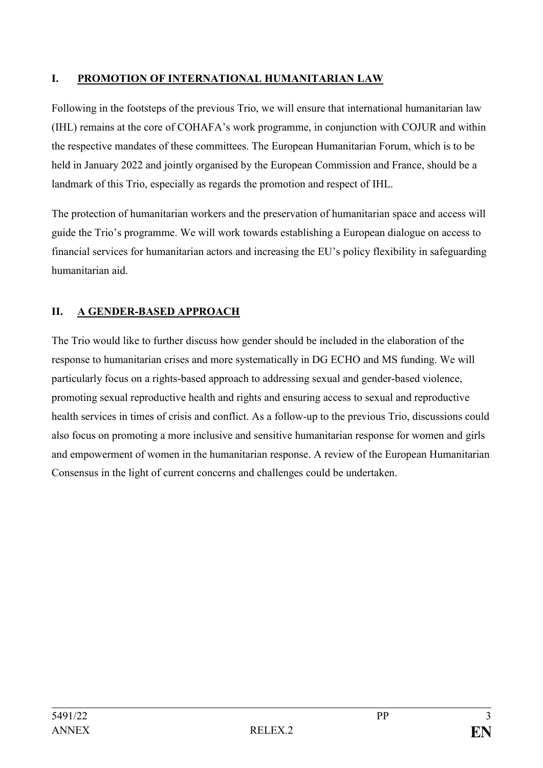## I. PROMOTION OF INTERNATIONAL HUMANITARIAN LAW

Following in the footsteps of the previous Trio, we will ensure that international humanitarian law (IHL) remains at the core of COHAFA's work programme, in conjunction with COJUR and within the respective mandates of these committees. The European Humanitarian Forum, which is to be held in January 2022 and jointly organised by the European Commission and France, should be a landmark of this Trio, especially as regards the promotion and respect of IHL.

The protection of humanitarian workers and the preservation of humanitarian space and access will guide the Trio's programme. We will work towards establishing a European dialogue on access to financial services for humanitarian actors and increasing the EU's policy flexibility in safeguarding humanitarian aid.

## II. A GENDER-BASED APPROACH

The Trio would like to further discuss how gender should be included in the elaboration of the response to humanitarian crises and more systematically in DG ECHO and MS funding. We will particularly focus on a rights-based approach to addressing sexual and gender-based violence, promoting sexual reproductive health and rights and ensuring access to sexual and reproductive health services in times of crisis and conflict. As a follow-up to the previous Trio, discussions could also focus on promoting a more inclusive and sensitive humanitarian response for women and girls and empowerment of women in the humanitarian response. A review of the European Humanitarian Consensus in the light of current concerns and challenges could be undertaken.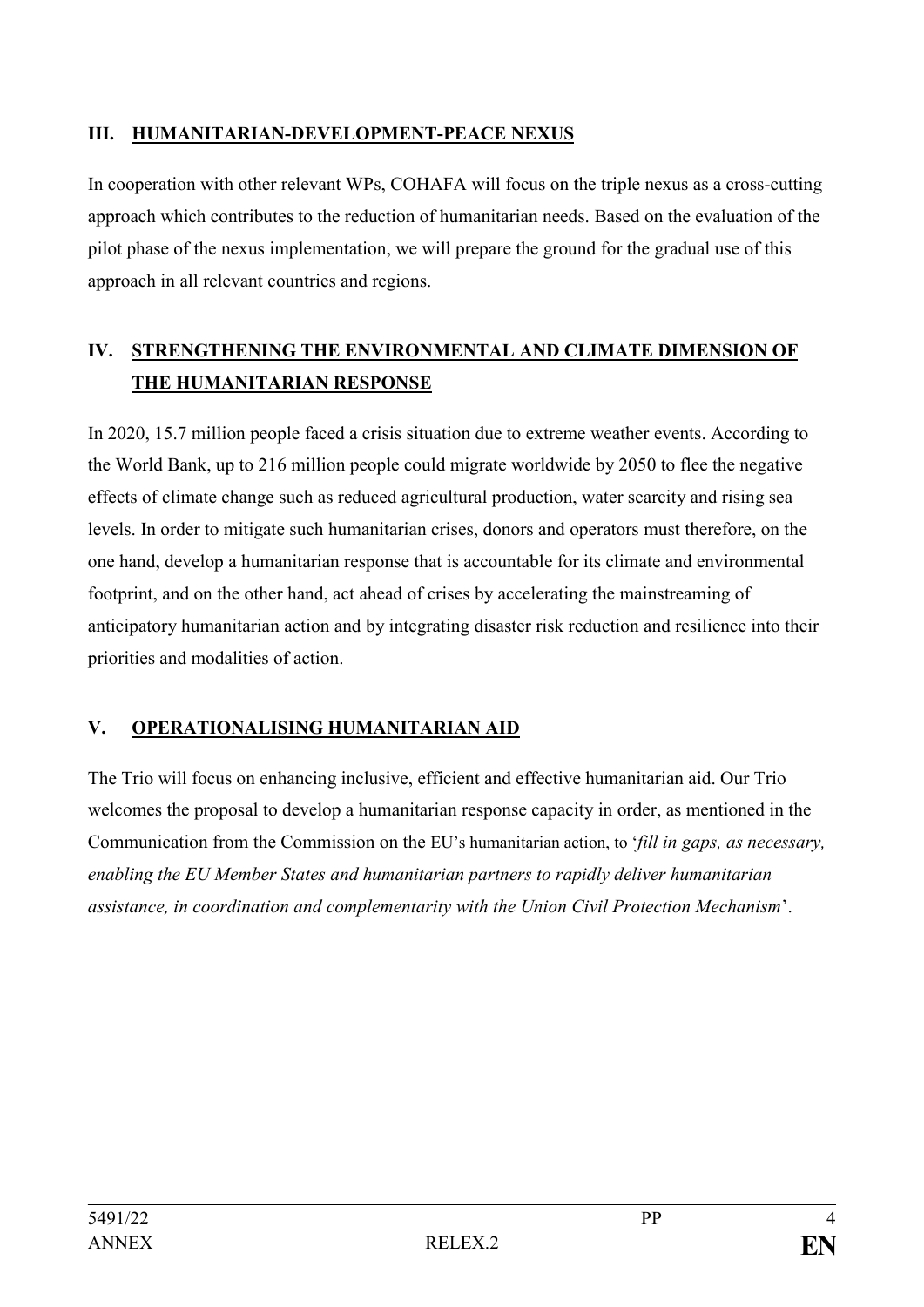## III. HUMANITARIAN-DEVELOPMENT-PEACE NEXUS

In cooperation with other relevant WPs, COHAFA will focus on the triple nexus as a cross-cutting approach which contributes to the reduction of humanitarian needs. Based on the evaluation of the pilot phase of the nexus implementation, we will prepare the ground for the gradual use of this approach in all relevant countries and regions.

## IV. STRENGTHENING THE ENVIRONMENTAL AND CLIMATE DIMENSION OF THE HUMANITARIAN RESPONSE

In 2020, 15.7 million people faced a crisis situation due to extreme weather events. According to the World Bank, up to 216 million people could migrate worldwide by 2050 to flee the negative effects of climate change such as reduced agricultural production, water scarcity and rising sea levels. In order to mitigate such humanitarian crises, donors and operators must therefore, on the one hand, develop a humanitarian response that is accountable for its climate and environmental footprint, and on the other hand, act ahead of crises by accelerating the mainstreaming of anticipatory humanitarian action and by integrating disaster risk reduction and resilience into their priorities and modalities of action.

## V. OPERATIONALISING HUMANITARIAN AID

The Trio will focus on enhancing inclusive, efficient and effective humanitarian aid. Our Trio welcomes the proposal to develop a humanitarian response capacity in order, as mentioned in the Communication from the Commission on the EU's humanitarian action, to '*fill in gaps, as necessary, enabling the EU Member States and humanitarian partners to rapidly deliver humanitarian assistance, in coordination and complementarity with the Union Civil Protection Mechanism*'.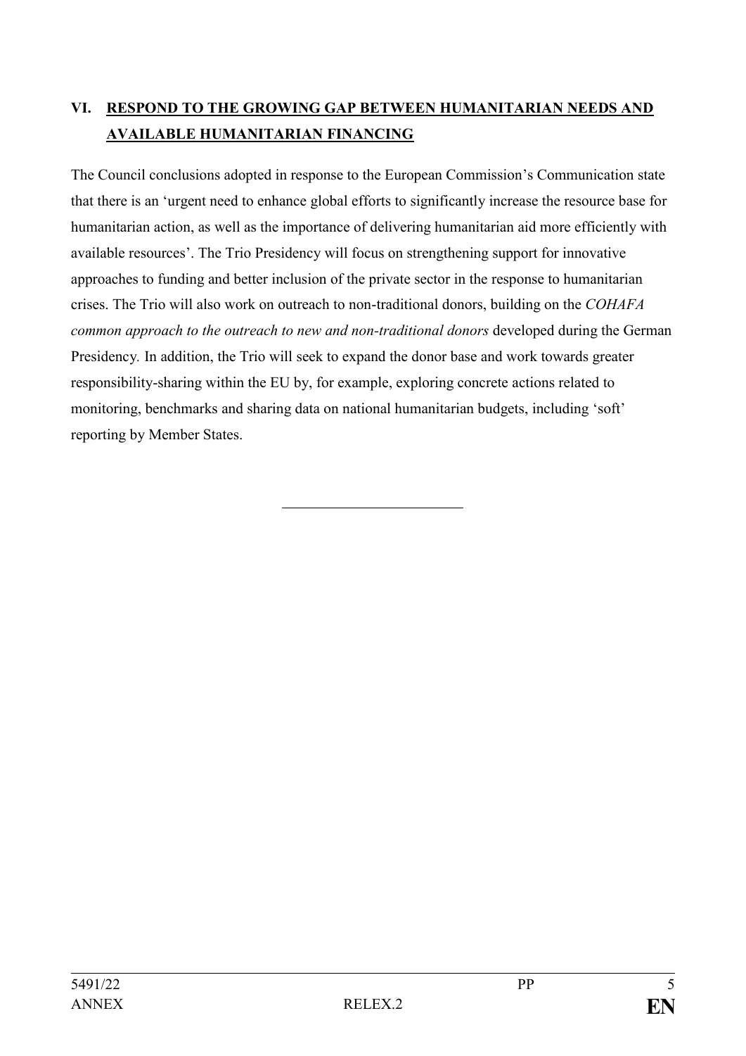## VI. RESPOND TO THE GROWING GAP BETWEEN HUMANITARIAN NEEDS AND AVAILABLE HUMANITARIAN FINANCING

The Council conclusions adopted in response to the European Commission's Communication state that there is an 'urgent need to enhance global efforts to significantly increase the resource base for humanitarian action, as well as the importance of delivering humanitarian aid more efficiently with available resources'. The Trio Presidency will focus on strengthening support for innovative approaches to funding and better inclusion of the private sector in the response to humanitarian crises. The Trio will also work on outreach to non-traditional donors, building on the *COHAFA common approach to the outreach to new and non-traditional donors* developed during the German Presidency. In addition, the Trio will seek to expand the donor base and work towards greater responsibility-sharing within the EU by, for example, exploring concrete actions related to monitoring, benchmarks and sharing data on national humanitarian budgets, including 'soft' reporting by Member States.